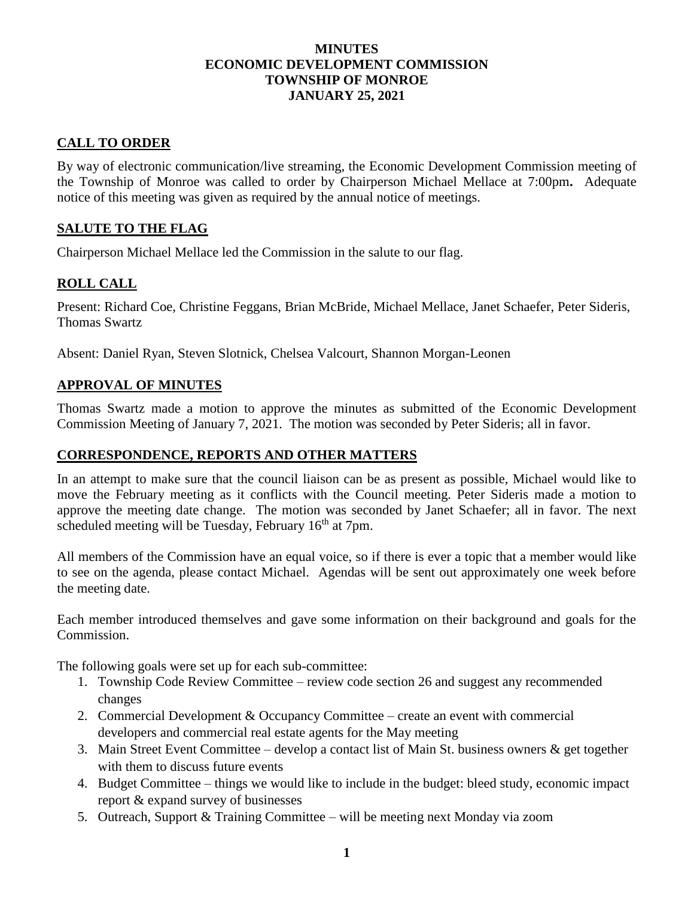# MINUTES
# ECONOMIC DEVELOPMENT COMMISSION
# TOWNSHIP OF MONROE
# JANUARY 25, 2021

## CALL TO ORDER

By way of electronic communication/live streaming, the Economic Development Commission meeting of the Township of Monroe was called to order by Chairperson Michael Mellace at 7:00pm**.** Adequate notice of this meeting was given as required by the annual notice of meetings.

## SALUTE TO THE FLAG

Chairperson Michael Mellace led the Commission in the salute to our flag.

## ROLL CALL

Present: Richard Coe, Christine Feggans, Brian McBride, Michael Mellace, Janet Schaefer, Peter Sideris, Thomas Swartz

Absent: Daniel Ryan, Steven Slotnick, Chelsea Valcourt, Shannon Morgan-Leonen

## APPROVAL OF MINUTES

Thomas Swartz made a motion to approve the minutes as submitted of the Economic Development Commission Meeting of January 7, 2021. The motion was seconded by Peter Sideris; all in favor.

## CORRESPONDENCE, REPORTS AND OTHER MATTERS

In an attempt to make sure that the council liaison can be as present as possible, Michael would like to move the February meeting as it conflicts with the Council meeting. Peter Sideris made a motion to approve the meeting date change. The motion was seconded by Janet Schaefer; all in favor. The next scheduled meeting will be Tuesday, February 16th at 7pm.

All members of the Commission have an equal voice, so if there is ever a topic that a member would like to see on the agenda, please contact Michael. Agendas will be sent out approximately one week before the meeting date.

Each member introduced themselves and gave some information on their background and goals for the Commission.

The following goals were set up for each sub-committee:

1. Township Code Review Committee – review code section 26 and suggest any recommended changes
2. Commercial Development & Occupancy Committee – create an event with commercial developers and commercial real estate agents for the May meeting
3. Main Street Event Committee – develop a contact list of Main St. business owners & get together with them to discuss future events
4. Budget Committee – things we would like to include in the budget: bleed study, economic impact report & expand survey of businesses
5. Outreach, Support & Training Committee – will be meeting next Monday via zoom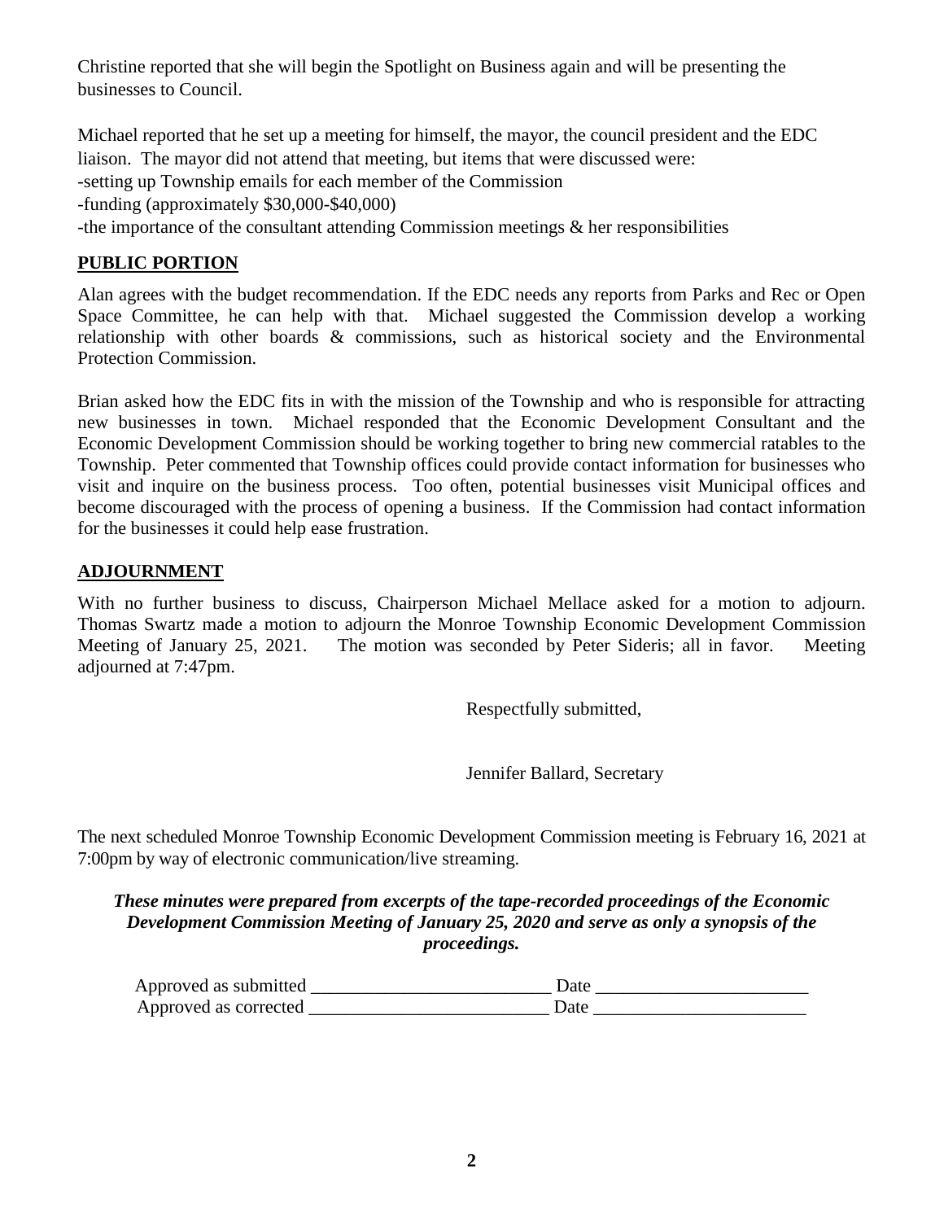Christine reported that she will begin the Spotlight on Business again and will be presenting the businesses to Council.

Michael reported that he set up a meeting for himself, the mayor, the council president and the EDC liaison. The mayor did not attend that meeting, but items that were discussed were:
-setting up Township emails for each member of the Commission
-funding (approximately $30,000-$40,000)
-the importance of the consultant attending Commission meetings & her responsibilities

## PUBLIC PORTION

Alan agrees with the budget recommendation. If the EDC needs any reports from Parks and Rec or Open Space Committee, he can help with that. Michael suggested the Commission develop a working relationship with other boards & commissions, such as historical society and the Environmental Protection Commission.

Brian asked how the EDC fits in with the mission of the Township and who is responsible for attracting new businesses in town. Michael responded that the Economic Development Consultant and the Economic Development Commission should be working together to bring new commercial ratables to the Township. Peter commented that Township offices could provide contact information for businesses who visit and inquire on the business process. Too often, potential businesses visit Municipal offices and become discouraged with the process of opening a business. If the Commission had contact information for the businesses it could help ease frustration.

## ADJOURNMENT

With no further business to discuss, Chairperson Michael Mellace asked for a motion to adjourn. Thomas Swartz made a motion to adjourn the Monroe Township Economic Development Commission Meeting of January 25, 2021. The motion was seconded by Peter Sideris; all in favor. Meeting adjourned at 7:47pm.

Respectfully submitted,

Jennifer Ballard, Secretary

The next scheduled Monroe Township Economic Development Commission meeting is February 16, 2021 at 7:00pm by way of electronic communication/live streaming.

***These minutes were prepared from excerpts of the tape-recorded proceedings of the Economic Development Commission Meeting of January 25, 2020 and serve as only a synopsis of the proceedings.***

Approved as submitted __________________________ Date _______________________
Approved as corrected __________________________ Date _______________________